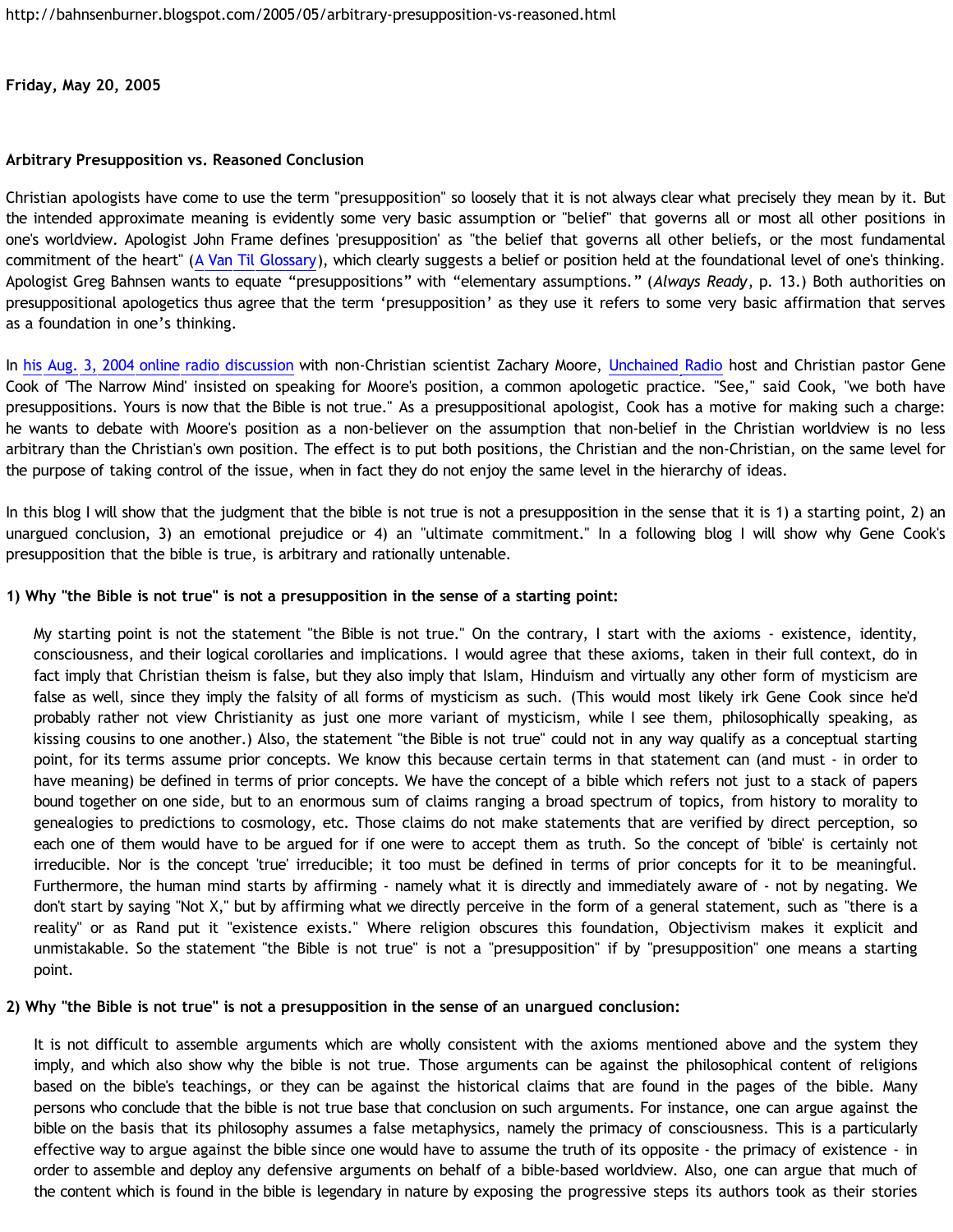http://bahnsenburner.blogspot.com/2005/05/arbitrary-presupposition-vs-reasoned.html

**Friday, May 20, 2005**

**Arbitrary Presupposition vs. Reasoned Conclusion**

Christian apologists have come to use the term "presupposition" so loosely that it is not always clear what precisely they mean by it. But the intended approximate meaning is evidently some very basic assumption or "belief" that governs all or most all other positions in one's worldview. Apologist John Frame defines 'presupposition' as "the belief that governs all other beliefs, or the most fundamental commitment of the heart" (A Van Til Glossary), which clearly suggests a belief or position held at the foundational level of one's thinking. Apologist Greg Bahnsen wants to equate "presuppositions" with "elementary assumptions." (*Always Ready*, p. 13.) Both authorities on presuppositional apologetics thus agree that the term 'presupposition' as they use it refers to some very basic affirmation that serves as a foundation in one's thinking.

In his Aug. 3, 2004 online radio discussion with non-Christian scientist Zachary Moore, Unchained Radio host and Christian pastor Gene Cook of 'The Narrow Mind' insisted on speaking for Moore's position, a common apologetic practice. "See," said Cook, "we both have presuppositions. Yours is now that the Bible is not true." As a presuppositional apologist, Cook has a motive for making such a charge: he wants to debate with Moore's position as a non-believer on the assumption that non-belief in the Christian worldview is no less arbitrary than the Christian's own position. The effect is to put both positions, the Christian and the non-Christian, on the same level for the purpose of taking control of the issue, when in fact they do not enjoy the same level in the hierarchy of ideas.

In this blog I will show that the judgment that the bible is not true is not a presupposition in the sense that it is 1) a starting point, 2) an unargued conclusion, 3) an emotional prejudice or 4) an "ultimate commitment." In a following blog I will show why Gene Cook's presupposition that the bible is true, is arbitrary and rationally untenable.

**1) Why "the Bible is not true" is not a presupposition in the sense of a starting point:**

> My starting point is not the statement "the Bible is not true." On the contrary, I start with the axioms - existence, identity, consciousness, and their logical corollaries and implications. I would agree that these axioms, taken in their full context, do in fact imply that Christian theism is false, but they also imply that Islam, Hinduism and virtually any other form of mysticism are false as well, since they imply the falsity of all forms of mysticism as such. (This would most likely irk Gene Cook since he'd probably rather not view Christianity as just one more variant of mysticism, while I see them, philosophically speaking, as kissing cousins to one another.) Also, the statement "the Bible is not true" could not in any way qualify as a conceptual starting point, for its terms assume prior concepts. We know this because certain terms in that statement can (and must - in order to have meaning) be defined in terms of prior concepts. We have the concept of a bible which refers not just to a stack of papers bound together on one side, but to an enormous sum of claims ranging a broad spectrum of topics, from history to morality to genealogies to predictions to cosmology, etc. Those claims do not make statements that are verified by direct perception, so each one of them would have to be argued for if one were to accept them as truth. So the concept of 'bible' is certainly not irreducible. Nor is the concept 'true' irreducible; it too must be defined in terms of prior concepts for it to be meaningful. Furthermore, the human mind starts by affirming - namely what it is directly and immediately aware of - not by negating. We don't start by saying "Not X," but by affirming what we directly perceive in the form of a general statement, such as "there is a reality" or as Rand put it "existence exists." Where religion obscures this foundation, Objectivism makes it explicit and unmistakable. So the statement "the Bible is not true" is not a "presupposition" if by "presupposition" one means a starting point.

**2) Why "the Bible is not true" is not a presupposition in the sense of an unargued conclusion:**

> It is not difficult to assemble arguments which are wholly consistent with the axioms mentioned above and the system they imply, and which also show why the bible is not true. Those arguments can be against the philosophical content of religions based on the bible's teachings, or they can be against the historical claims that are found in the pages of the bible. Many persons who conclude that the bible is not true base that conclusion on such arguments. For instance, one can argue against the bible on the basis that its philosophy assumes a false metaphysics, namely the primacy of consciousness. This is a particularly effective way to argue against the bible since one would have to assume the truth of its opposite - the primacy of existence - in order to assemble and deploy any defensive arguments on behalf of a bible-based worldview. Also, one can argue that much of the content which is found in the bible is legendary in nature by exposing the progressive steps its authors took as their stories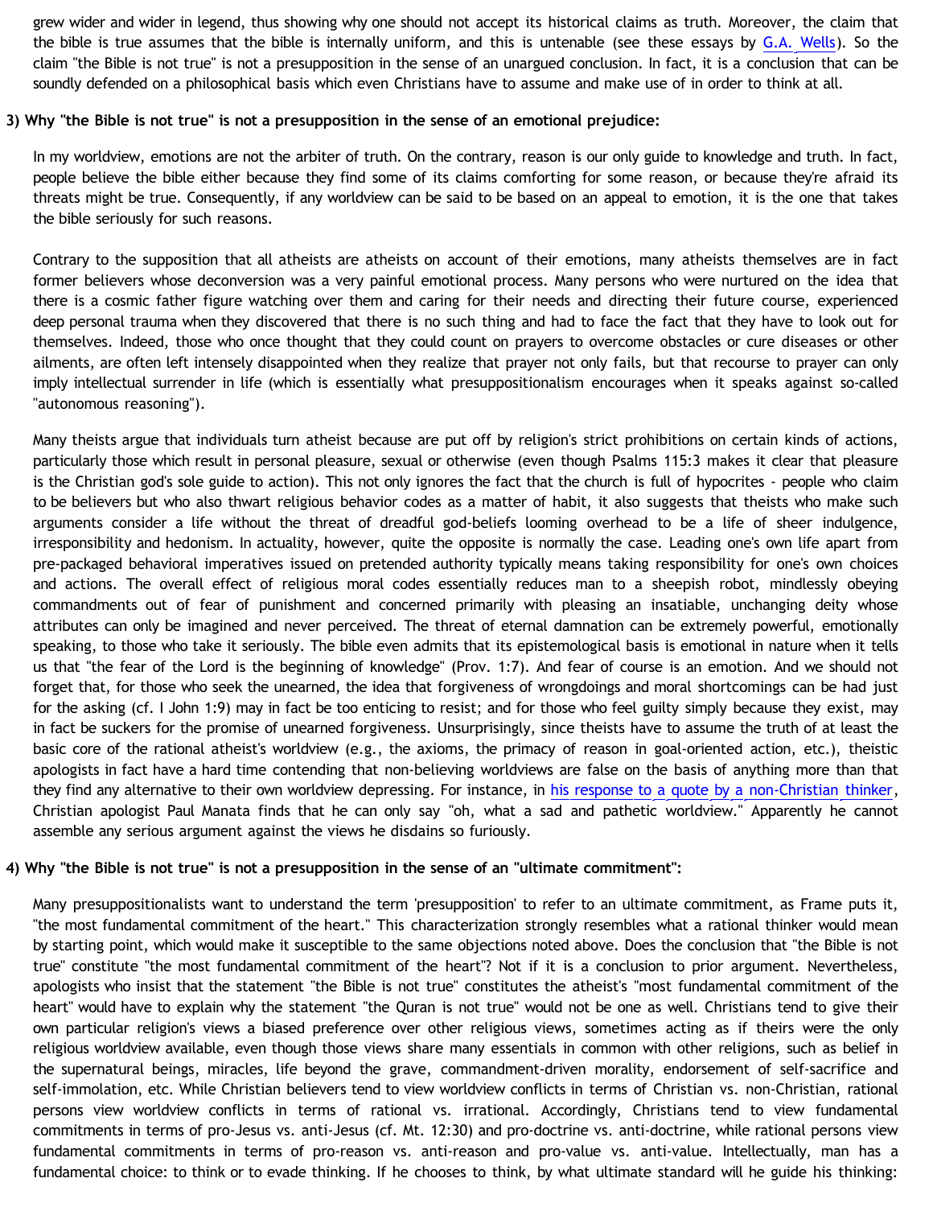grew wider and wider in legend, thus showing why one should not accept its historical claims as truth. Moreover, the claim that the bible is true assumes that the bible is internally uniform, and this is untenable (see these essays by G.A. Wells). So the claim "the Bible is not true" is not a presupposition in the sense of an unargued conclusion. In fact, it is a conclusion that can be soundly defended on a philosophical basis which even Christians have to assume and make use of in order to think at all.

### 3) Why "the Bible is not true" is not a presupposition in the sense of an emotional prejudice:

In my worldview, emotions are not the arbiter of truth. On the contrary, reason is our only guide to knowledge and truth. In fact, people believe the bible either because they find some of its claims comforting for some reason, or because they're afraid its threats might be true. Consequently, if any worldview can be said to be based on an appeal to emotion, it is the one that takes the bible seriously for such reasons.

Contrary to the supposition that all atheists are atheists on account of their emotions, many atheists themselves are in fact former believers whose deconversion was a very painful emotional process. Many persons who were nurtured on the idea that there is a cosmic father figure watching over them and caring for their needs and directing their future course, experienced deep personal trauma when they discovered that there is no such thing and had to face the fact that they have to look out for themselves. Indeed, those who once thought that they could count on prayers to overcome obstacles or cure diseases or other ailments, are often left intensely disappointed when they realize that prayer not only fails, but that recourse to prayer can only imply intellectual surrender in life (which is essentially what presuppositionalism encourages when it speaks against so-called "autonomous reasoning").

Many theists argue that individuals turn atheist because are put off by religion's strict prohibitions on certain kinds of actions, particularly those which result in personal pleasure, sexual or otherwise (even though Psalms 115:3 makes it clear that pleasure is the Christian god's sole guide to action). This not only ignores the fact that the church is full of hypocrites - people who claim to be believers but who also thwart religious behavior codes as a matter of habit, it also suggests that theists who make such arguments consider a life without the threat of dreadful god-beliefs looming overhead to be a life of sheer indulgence, irresponsibility and hedonism. In actuality, however, quite the opposite is normally the case. Leading one's own life apart from pre-packaged behavioral imperatives issued on pretended authority typically means taking responsibility for one's own choices and actions. The overall effect of religious moral codes essentially reduces man to a sheepish robot, mindlessly obeying commandments out of fear of punishment and concerned primarily with pleasing an insatiable, unchanging deity whose attributes can only be imagined and never perceived. The threat of eternal damnation can be extremely powerful, emotionally speaking, to those who take it seriously. The bible even admits that its epistemological basis is emotional in nature when it tells us that "the fear of the Lord is the beginning of knowledge" (Prov. 1:7). And fear of course is an emotion. And we should not forget that, for those who seek the unearned, the idea that forgiveness of wrongdoings and moral shortcomings can be had just for the asking (cf. I John 1:9) may in fact be too enticing to resist; and for those who feel guilty simply because they exist, may in fact be suckers for the promise of unearned forgiveness. Unsurprisingly, since theists have to assume the truth of at least the basic core of the rational atheist's worldview (e.g., the axioms, the primacy of reason in goal-oriented action, etc.), theistic apologists in fact have a hard time contending that non-believing worldviews are false on the basis of anything more than that they find any alternative to their own worldview depressing. For instance, in his response to a quote by a non-Christian thinker, Christian apologist Paul Manata finds that he can only say "oh, what a sad and pathetic worldview." Apparently he cannot assemble any serious argument against the views he disdains so furiously.

### 4) Why "the Bible is not true" is not a presupposition in the sense of an "ultimate commitment":

Many presuppositionalists want to understand the term 'presupposition' to refer to an ultimate commitment, as Frame puts it, "the most fundamental commitment of the heart." This characterization strongly resembles what a rational thinker would mean by starting point, which would make it susceptible to the same objections noted above. Does the conclusion that "the Bible is not true" constitute "the most fundamental commitment of the heart"? Not if it is a conclusion to prior argument. Nevertheless, apologists who insist that the statement "the Bible is not true" constitutes the atheist's "most fundamental commitment of the heart" would have to explain why the statement "the Quran is not true" would not be one as well. Christians tend to give their own particular religion's views a biased preference over other religious views, sometimes acting as if theirs were the only religious worldview available, even though those views share many essentials in common with other religions, such as belief in the supernatural beings, miracles, life beyond the grave, commandment-driven morality, endorsement of self-sacrifice and self-immolation, etc. While Christian believers tend to view worldview conflicts in terms of Christian vs. non-Christian, rational persons view worldview conflicts in terms of rational vs. irrational. Accordingly, Christians tend to view fundamental commitments in terms of pro-Jesus vs. anti-Jesus (cf. Mt. 12:30) and pro-doctrine vs. anti-doctrine, while rational persons view fundamental commitments in terms of pro-reason vs. anti-reason and pro-value vs. anti-value. Intellectually, man has a fundamental choice: to think or to evade thinking. If he chooses to think, by what ultimate standard will he guide his thinking: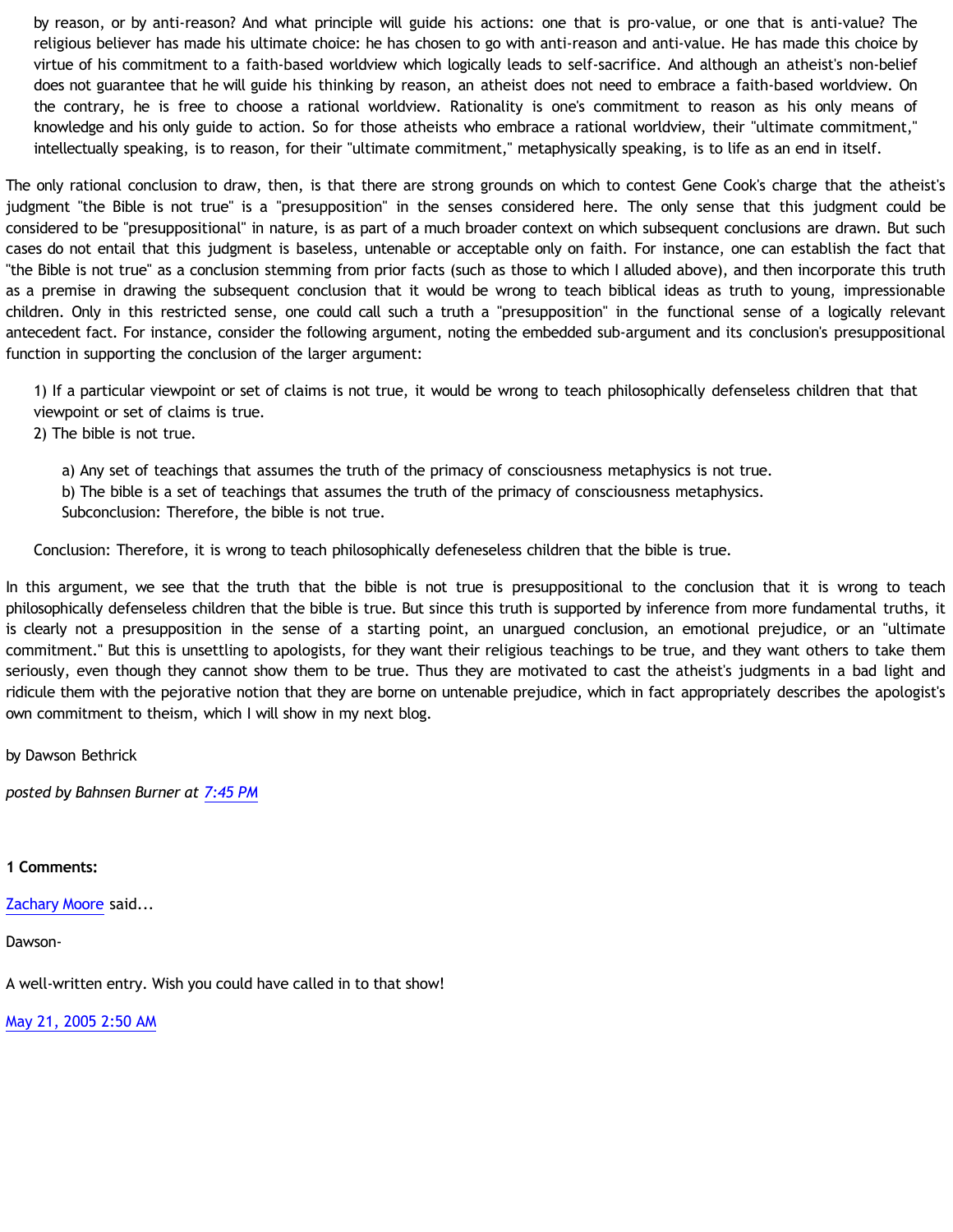by reason, or by anti-reason? And what principle will guide his actions: one that is pro-value, or one that is anti-value? The religious believer has made his ultimate choice: he has chosen to go with anti-reason and anti-value. He has made this choice by virtue of his commitment to a faith-based worldview which logically leads to self-sacrifice. And although an atheist's non-belief does not guarantee that he will guide his thinking by reason, an atheist does not need to embrace a faith-based worldview. On the contrary, he is free to choose a rational worldview. Rationality is one's commitment to reason as his only means of knowledge and his only guide to action. So for those atheists who embrace a rational worldview, their "ultimate commitment," intellectually speaking, is to reason, for their "ultimate commitment," metaphysically speaking, is to life as an end in itself.

The only rational conclusion to draw, then, is that there are strong grounds on which to contest Gene Cook's charge that the atheist's judgment "the Bible is not true" is a "presupposition" in the senses considered here. The only sense that this judgment could be considered to be "presuppositional" in nature, is as part of a much broader context on which subsequent conclusions are drawn. But such cases do not entail that this judgment is baseless, untenable or acceptable only on faith. For instance, one can establish the fact that "the Bible is not true" as a conclusion stemming from prior facts (such as those to which I alluded above), and then incorporate this truth as a premise in drawing the subsequent conclusion that it would be wrong to teach biblical ideas as truth to young, impressionable children. Only in this restricted sense, one could call such a truth a "presupposition" in the functional sense of a logically relevant antecedent fact. For instance, consider the following argument, noting the embedded sub-argument and its conclusion's presuppositional function in supporting the conclusion of the larger argument:

> 1) If a particular viewpoint or set of claims is not true, it would be wrong to teach philosophically defenseless children that that viewpoint or set of claims is true.
> 2) The bible is not true.
>
> > a) Any set of teachings that assumes the truth of the primacy of consciousness metaphysics is not true.
> > b) The bible is a set of teachings that assumes the truth of the primacy of consciousness metaphysics.
> > Subconclusion: Therefore, the bible is not true.
>
> Conclusion: Therefore, it is wrong to teach philosophically defeneseless children that the bible is true.

In this argument, we see that the truth that the bible is not true is presuppositional to the conclusion that it is wrong to teach philosophically defenseless children that the bible is true. But since this truth is supported by inference from more fundamental truths, it is clearly not a presupposition in the sense of a starting point, an unargued conclusion, an emotional prejudice, or an "ultimate commitment." But this is unsettling to apologists, for they want their religious teachings to be true, and they want others to take them seriously, even though they cannot show them to be true. Thus they are motivated to cast the atheist's judgments in a bad light and ridicule them with the pejorative notion that they are borne on untenable prejudice, which in fact appropriately describes the apologist's own commitment to theism, which I will show in my next blog.

by Dawson Bethrick

*posted by Bahnsen Burner at 7:45 PM*

**1 Comments:**

Zachary Moore said...

Dawson-

A well-written entry. Wish you could have called in to that show!

May 21, 2005 2:50 AM